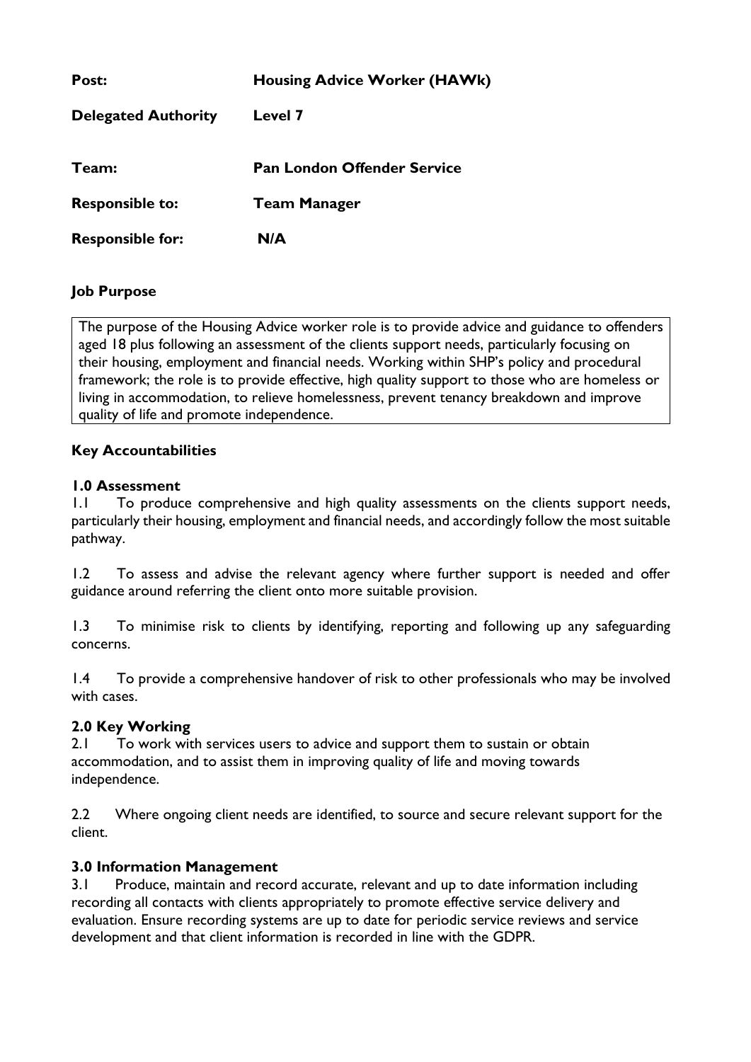| | |
|---|---|
| **Post:** | **Housing Advice Worker (HAWk)** |
| **Delegated Authority** | **Level 7** |
| **Team:** | **Pan London Offender Service** |
| **Responsible to:** | **Team Manager** |
| **Responsible for:** | **N/A** |

## Job Purpose

The purpose of the Housing Advice worker role is to provide advice and guidance to offenders aged 18 plus following an assessment of the clients support needs, particularly focusing on their housing, employment and financial needs. Working within SHP's policy and procedural framework; the role is to provide effective, high quality support to those who are homeless or living in accommodation, to relieve homelessness, prevent tenancy breakdown and improve quality of life and promote independence.

## Key Accountabilities

### 1.0 Assessment

1.1 To produce comprehensive and high quality assessments on the clients support needs, particularly their housing, employment and financial needs, and accordingly follow the most suitable pathway.

1.2 To assess and advise the relevant agency where further support is needed and offer guidance around referring the client onto more suitable provision.

1.3 To minimise risk to clients by identifying, reporting and following up any safeguarding concerns.

1.4 To provide a comprehensive handover of risk to other professionals who may be involved with cases.

### 2.0 Key Working

2.1 To work with services users to advice and support them to sustain or obtain accommodation, and to assist them in improving quality of life and moving towards independence.

2.2 Where ongoing client needs are identified, to source and secure relevant support for the client.

### 3.0 Information Management

3.1 Produce, maintain and record accurate, relevant and up to date information including recording all contacts with clients appropriately to promote effective service delivery and evaluation. Ensure recording systems are up to date for periodic service reviews and service development and that client information is recorded in line with the GDPR.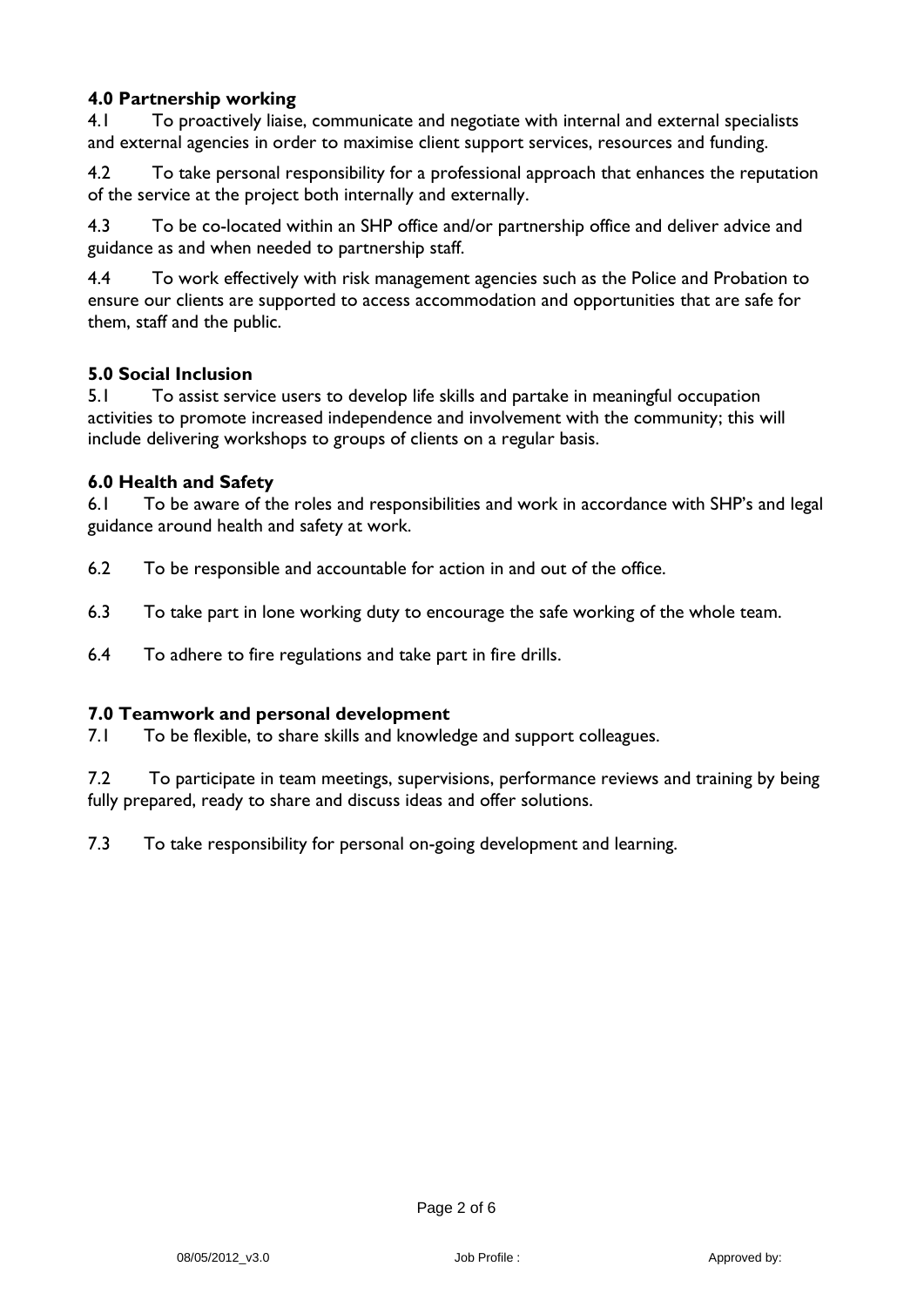### 4.0 Partnership working

4.1 To proactively liaise, communicate and negotiate with internal and external specialists and external agencies in order to maximise client support services, resources and funding.

4.2 To take personal responsibility for a professional approach that enhances the reputation of the service at the project both internally and externally.

4.3 To be co-located within an SHP office and/or partnership office and deliver advice and guidance as and when needed to partnership staff.

4.4 To work effectively with risk management agencies such as the Police and Probation to ensure our clients are supported to access accommodation and opportunities that are safe for them, staff and the public.

### 5.0 Social Inclusion

5.1 To assist service users to develop life skills and partake in meaningful occupation activities to promote increased independence and involvement with the community; this will include delivering workshops to groups of clients on a regular basis.

### 6.0 Health and Safety

6.1 To be aware of the roles and responsibilities and work in accordance with SHP's and legal guidance around health and safety at work.

6.2 To be responsible and accountable for action in and out of the office.

6.3 To take part in lone working duty to encourage the safe working of the whole team.

6.4 To adhere to fire regulations and take part in fire drills.

### 7.0 Teamwork and personal development

7.1 To be flexible, to share skills and knowledge and support colleagues.

7.2 To participate in team meetings, supervisions, performance reviews and training by being fully prepared, ready to share and discuss ideas and offer solutions.

7.3 To take responsibility for personal on-going development and learning.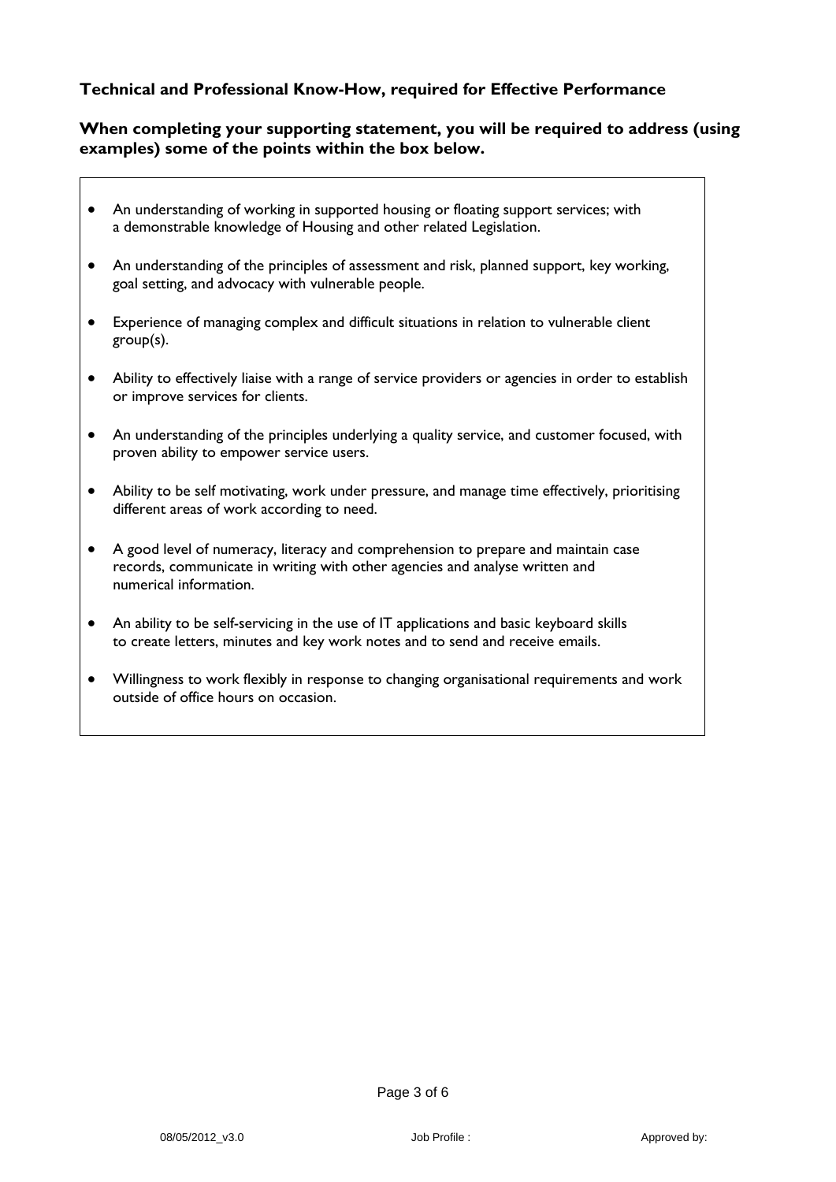**Technical and Professional Know-How, required for Effective Performance**

**When completing your supporting statement, you will be required to address (using examples) some of the points within the box below.**

- An understanding of working in supported housing or floating support services; with a demonstrable knowledge of Housing and other related Legislation.
- An understanding of the principles of assessment and risk, planned support, key working, goal setting, and advocacy with vulnerable people.
- Experience of managing complex and difficult situations in relation to vulnerable client group(s).
- Ability to effectively liaise with a range of service providers or agencies in order to establish or improve services for clients.
- An understanding of the principles underlying a quality service, and customer focused, with proven ability to empower service users.
- Ability to be self motivating, work under pressure, and manage time effectively, prioritising different areas of work according to need.
- A good level of numeracy, literacy and comprehension to prepare and maintain case records, communicate in writing with other agencies and analyse written and numerical information.
- An ability to be self-servicing in the use of IT applications and basic keyboard skills to create letters, minutes and key work notes and to send and receive emails.
- Willingness to work flexibly in response to changing organisational requirements and work outside of office hours on occasion.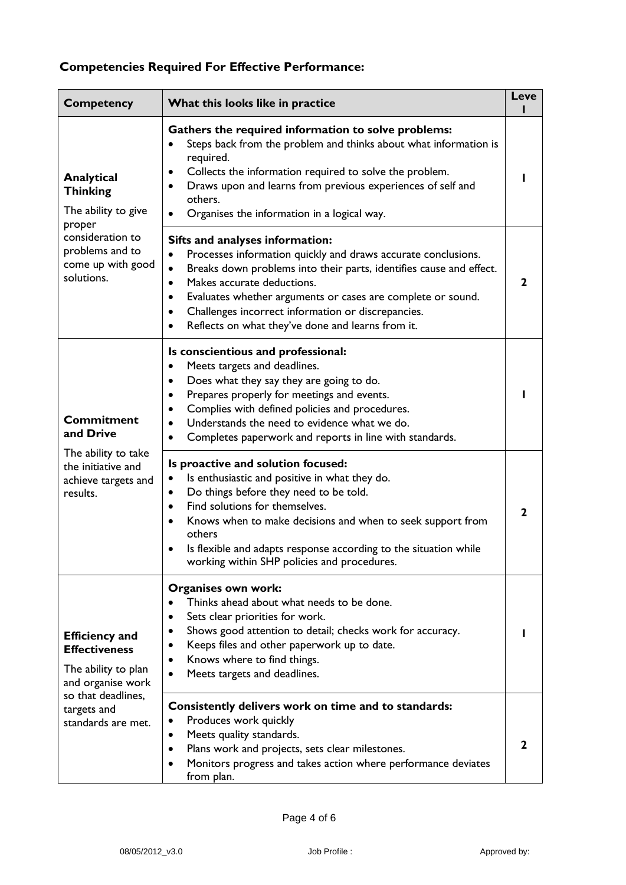## Competencies Required For Effective Performance:

| Competency | What this looks like in practice | Level |
|---|---|---|
| **Analytical Thinking**<br>The ability to give proper consideration to problems and to come up with good solutions. | **Gathers the required information to solve problems:**<br>• Steps back from the problem and thinks about what information is required.<br>• Collects the information required to solve the problem.<br>• Draws upon and learns from previous experiences of self and others.<br>• Organises the information in a logical way. | **1** |
| | **Sifts and analyses information:**<br>• Processes information quickly and draws accurate conclusions.<br>• Breaks down problems into their parts, identifies cause and effect.<br>• Makes accurate deductions.<br>• Evaluates whether arguments or cases are complete or sound.<br>• Challenges incorrect information or discrepancies.<br>• Reflects on what they've done and learns from it. | **2** |
| **Commitment and Drive**<br>The ability to take the initiative and achieve targets and results. | **Is conscientious and professional:**<br>• Meets targets and deadlines.<br>• Does what they say they are going to do.<br>• Prepares properly for meetings and events.<br>• Complies with defined policies and procedures.<br>• Understands the need to evidence what we do.<br>• Completes paperwork and reports in line with standards. | **1** |
| | **Is proactive and solution focused:**<br>• Is enthusiastic and positive in what they do.<br>• Do things before they need to be told.<br>• Find solutions for themselves.<br>• Knows when to make decisions and when to seek support from others<br>• Is flexible and adapts response according to the situation while working within SHP policies and procedures. | **2** |
| **Efficiency and Effectiveness**<br>The ability to plan and organise work so that deadlines, targets and standards are met. | **Organises own work:**<br>• Thinks ahead about what needs to be done.<br>• Sets clear priorities for work.<br>• Shows good attention to detail; checks work for accuracy.<br>• Keeps files and other paperwork up to date.<br>• Knows where to find things.<br>• Meets targets and deadlines. | **1** |
| | **Consistently delivers work on time and to standards:**<br>• Produces work quickly<br>• Meets quality standards.<br>• Plans work and projects, sets clear milestones.<br>• Monitors progress and takes action where performance deviates from plan. | **2** |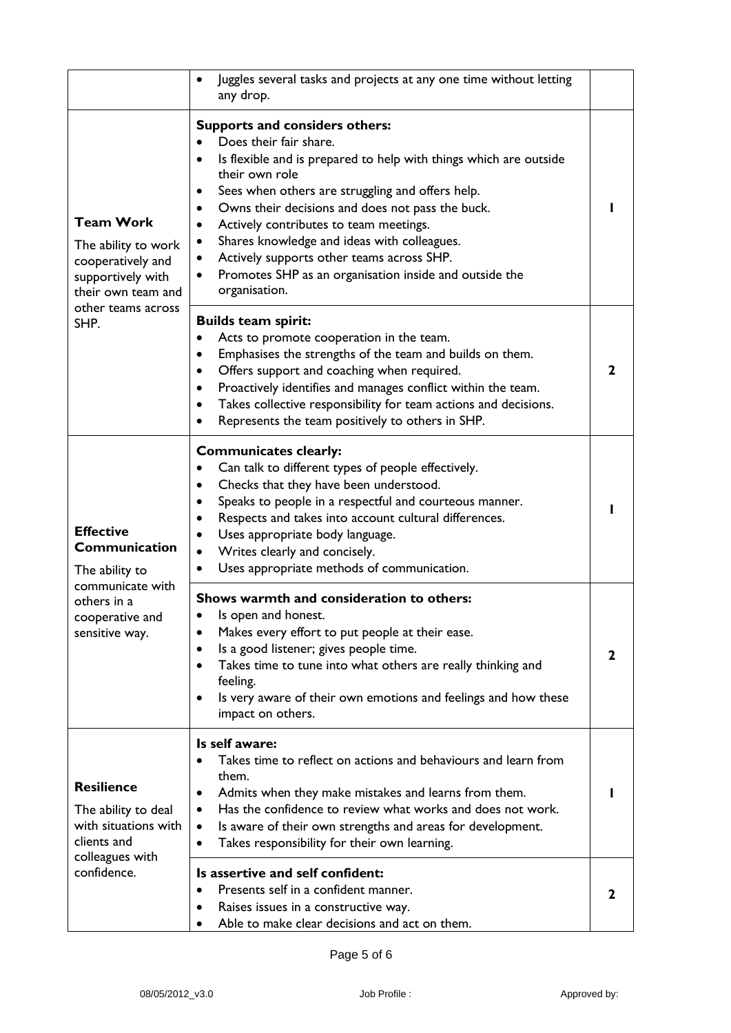| | | |
|---|---|---|
| | • Juggles several tasks and projects at any one time without letting any drop. | |
| **Team Work**<br>The ability to work cooperatively and supportively with their own team and other teams across SHP. | **Supports and considers others:**<br>• Does their fair share.<br>• Is flexible and is prepared to help with things which are outside their own role<br>• Sees when others are struggling and offers help.<br>• Owns their decisions and does not pass the buck.<br>• Actively contributes to team meetings.<br>• Shares knowledge and ideas with colleagues.<br>• Actively supports other teams across SHP.<br>• Promotes SHP as an organisation inside and outside the organisation. | **1** |
| | **Builds team spirit:**<br>• Acts to promote cooperation in the team.<br>• Emphasises the strengths of the team and builds on them.<br>• Offers support and coaching when required.<br>• Proactively identifies and manages conflict within the team.<br>• Takes collective responsibility for team actions and decisions.<br>• Represents the team positively to others in SHP. | **2** |
| **Effective Communication**<br>The ability to communicate with others in a cooperative and sensitive way. | **Communicates clearly:**<br>• Can talk to different types of people effectively.<br>• Checks that they have been understood.<br>• Speaks to people in a respectful and courteous manner.<br>• Respects and takes into account cultural differences.<br>• Uses appropriate body language.<br>• Writes clearly and concisely.<br>• Uses appropriate methods of communication. | **1** |
| | **Shows warmth and consideration to others:**<br>• Is open and honest.<br>• Makes every effort to put people at their ease.<br>• Is a good listener; gives people time.<br>• Takes time to tune into what others are really thinking and feeling.<br>• Is very aware of their own emotions and feelings and how these impact on others. | **2** |
| **Resilience**<br>The ability to deal with situations with clients and colleagues with confidence. | **Is self aware:**<br>• Takes time to reflect on actions and behaviours and learn from them.<br>• Admits when they make mistakes and learns from them.<br>• Has the confidence to review what works and does not work.<br>• Is aware of their own strengths and areas for development.<br>• Takes responsibility for their own learning. | **1** |
| | **Is assertive and self confident:**<br>• Presents self in a confident manner.<br>• Raises issues in a constructive way.<br>• Able to make clear decisions and act on them. | **2** |

08/05/2012_v3.0 Job Profile : Approved by: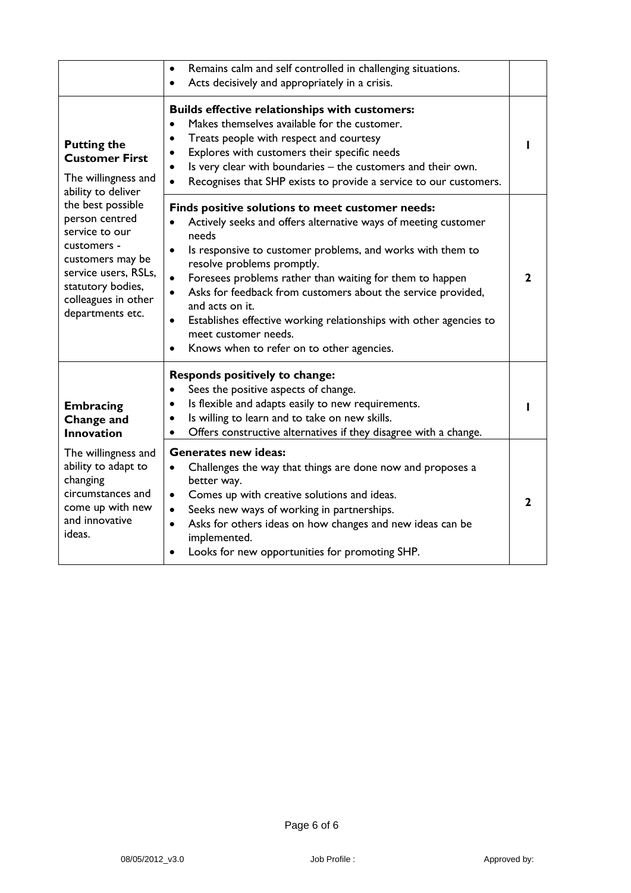| | | |
|---|---|---|
| | • Remains calm and self controlled in challenging situations.<br>• Acts decisively and appropriately in a crisis. | |
| **Putting the Customer First**<br><br>The willingness and ability to deliver the best possible person centred service to our customers - customers may be service users, RSLs, statutory bodies, colleagues in other departments etc. | **Builds effective relationships with customers:**<br>• Makes themselves available for the customer.<br>• Treats people with respect and courtesy<br>• Explores with customers their specific needs<br>• Is very clear with boundaries – the customers and their own.<br>• Recognises that SHP exists to provide a service to our customers. | **1** |
| | **Finds positive solutions to meet customer needs:**<br>• Actively seeks and offers alternative ways of meeting customer needs<br>• Is responsive to customer problems, and works with them to resolve problems promptly.<br>• Foresees problems rather than waiting for them to happen<br>• Asks for feedback from customers about the service provided, and acts on it.<br>• Establishes effective working relationships with other agencies to meet customer needs.<br>• Knows when to refer on to other agencies. | **2** |
| **Embracing Change and Innovation**<br><br>The willingness and ability to adapt to changing circumstances and come up with new and innovative ideas. | **Responds positively to change:**<br>• Sees the positive aspects of change.<br>• Is flexible and adapts easily to new requirements.<br>• Is willing to learn and to take on new skills.<br>• Offers constructive alternatives if they disagree with a change. | **1** |
| | **Generates new ideas:**<br>• Challenges the way that things are done now and proposes a better way.<br>• Comes up with creative solutions and ideas.<br>• Seeks new ways of working in partnerships.<br>• Asks for others ideas on how changes and new ideas can be implemented.<br>• Looks for new opportunities for promoting SHP. | **2** |